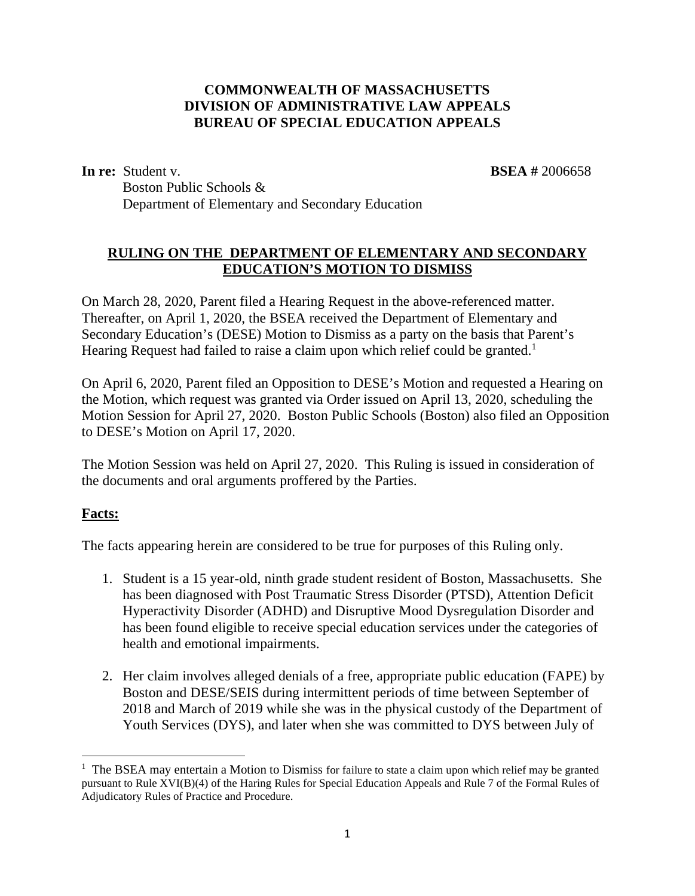**COMMONWEALTH OF MASSACHUSETTS**
**DIVISION OF ADMINISTRATIVE LAW APPEALS**
**BUREAU OF SPECIAL EDUCATION APPEALS**

**In re:** Student v. **BSEA #** 2006658
Boston Public Schools &
Department of Elementary and Secondary Education

## RULING ON THE DEPARTMENT OF ELEMENTARY AND SECONDARY EDUCATION'S MOTION TO DISMISS

On March 28, 2020, Parent filed a Hearing Request in the above-referenced matter. Thereafter, on April 1, 2020, the BSEA received the Department of Elementary and Secondary Education's (DESE) Motion to Dismiss as a party on the basis that Parent's Hearing Request had failed to raise a claim upon which relief could be granted.[1]

On April 6, 2020, Parent filed an Opposition to DESE's Motion and requested a Hearing on the Motion, which request was granted via Order issued on April 13, 2020, scheduling the Motion Session for April 27, 2020. Boston Public Schools (Boston) also filed an Opposition to DESE's Motion on April 17, 2020.

The Motion Session was held on April 27, 2020. This Ruling is issued in consideration of the documents and oral arguments proffered by the Parties.

**Facts:**

The facts appearing herein are considered to be true for purposes of this Ruling only.

1. Student is a 15 year-old, ninth grade student resident of Boston, Massachusetts. She has been diagnosed with Post Traumatic Stress Disorder (PTSD), Attention Deficit Hyperactivity Disorder (ADHD) and Disruptive Mood Dysregulation Disorder and has been found eligible to receive special education services under the categories of health and emotional impairments.

2. Her claim involves alleged denials of a free, appropriate public education (FAPE) by Boston and DESE/SEIS during intermittent periods of time between September of 2018 and March of 2019 while she was in the physical custody of the Department of Youth Services (DYS), and later when she was committed to DYS between July of

---

[1] The BSEA may entertain a Motion to Dismiss for failure to state a claim upon which relief may be granted pursuant to Rule XVI(B)(4) of the Haring Rules for Special Education Appeals and Rule 7 of the Formal Rules of Adjudicatory Rules of Practice and Procedure.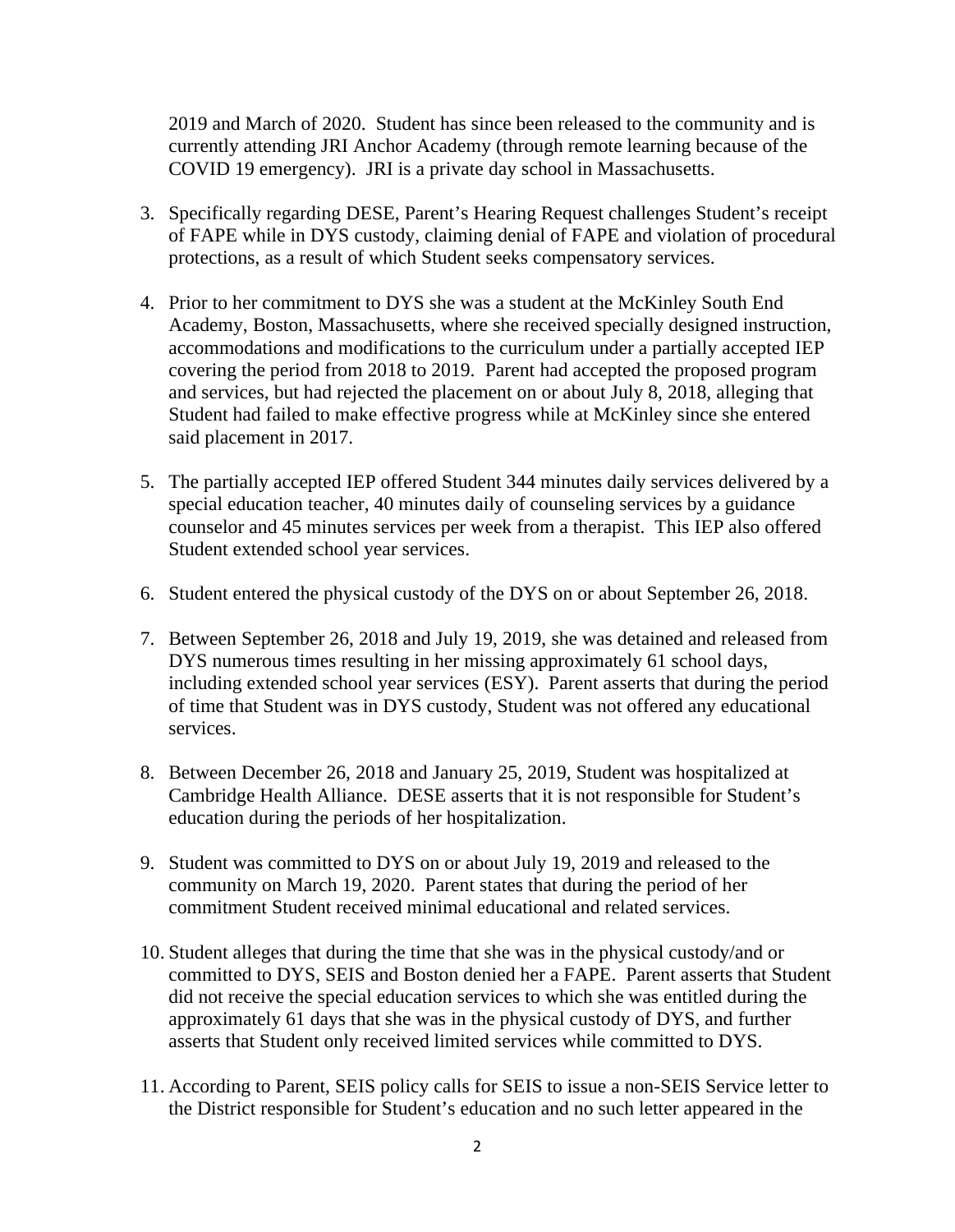2019 and March of 2020. Student has since been released to the community and is currently attending JRI Anchor Academy (through remote learning because of the COVID 19 emergency). JRI is a private day school in Massachusetts.

3. Specifically regarding DESE, Parent's Hearing Request challenges Student's receipt of FAPE while in DYS custody, claiming denial of FAPE and violation of procedural protections, as a result of which Student seeks compensatory services.

4. Prior to her commitment to DYS she was a student at the McKinley South End Academy, Boston, Massachusetts, where she received specially designed instruction, accommodations and modifications to the curriculum under a partially accepted IEP covering the period from 2018 to 2019. Parent had accepted the proposed program and services, but had rejected the placement on or about July 8, 2018, alleging that Student had failed to make effective progress while at McKinley since she entered said placement in 2017.

5. The partially accepted IEP offered Student 344 minutes daily services delivered by a special education teacher, 40 minutes daily of counseling services by a guidance counselor and 45 minutes services per week from a therapist. This IEP also offered Student extended school year services.

6. Student entered the physical custody of the DYS on or about September 26, 2018.

7. Between September 26, 2018 and July 19, 2019, she was detained and released from DYS numerous times resulting in her missing approximately 61 school days, including extended school year services (ESY). Parent asserts that during the period of time that Student was in DYS custody, Student was not offered any educational services.

8. Between December 26, 2018 and January 25, 2019, Student was hospitalized at Cambridge Health Alliance. DESE asserts that it is not responsible for Student's education during the periods of her hospitalization.

9. Student was committed to DYS on or about July 19, 2019 and released to the community on March 19, 2020. Parent states that during the period of her commitment Student received minimal educational and related services.

10. Student alleges that during the time that she was in the physical custody/and or committed to DYS, SEIS and Boston denied her a FAPE. Parent asserts that Student did not receive the special education services to which she was entitled during the approximately 61 days that she was in the physical custody of DYS, and further asserts that Student only received limited services while committed to DYS.

11. According to Parent, SEIS policy calls for SEIS to issue a non-SEIS Service letter to the District responsible for Student's education and no such letter appeared in the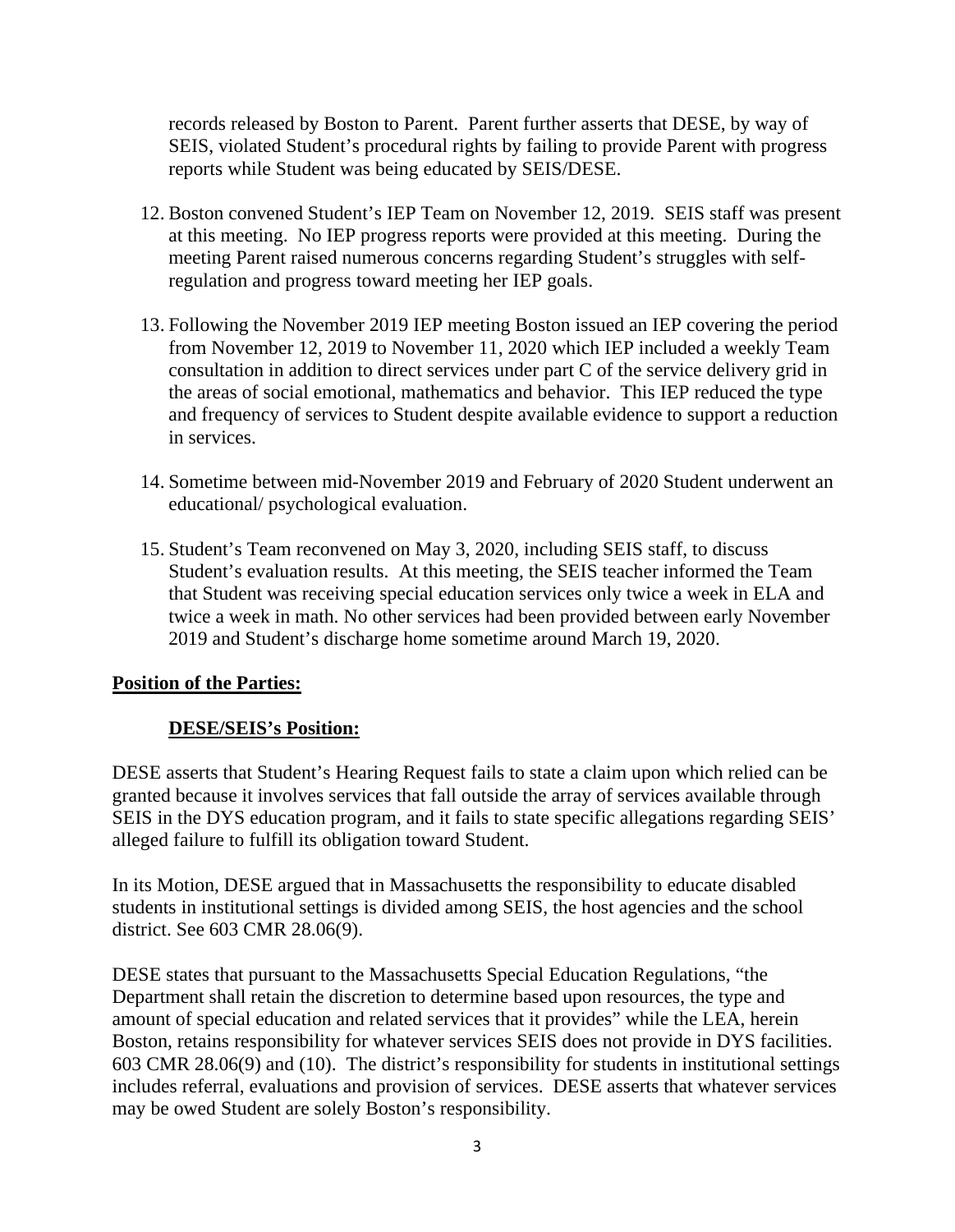records released by Boston to Parent. Parent further asserts that DESE, by way of SEIS, violated Student's procedural rights by failing to provide Parent with progress reports while Student was being educated by SEIS/DESE.

12. Boston convened Student's IEP Team on November 12, 2019. SEIS staff was present at this meeting. No IEP progress reports were provided at this meeting. During the meeting Parent raised numerous concerns regarding Student's struggles with self-regulation and progress toward meeting her IEP goals.

13. Following the November 2019 IEP meeting Boston issued an IEP covering the period from November 12, 2019 to November 11, 2020 which IEP included a weekly Team consultation in addition to direct services under part C of the service delivery grid in the areas of social emotional, mathematics and behavior. This IEP reduced the type and frequency of services to Student despite available evidence to support a reduction in services.

14. Sometime between mid-November 2019 and February of 2020 Student underwent an educational/ psychological evaluation.

15. Student's Team reconvened on May 3, 2020, including SEIS staff, to discuss Student's evaluation results. At this meeting, the SEIS teacher informed the Team that Student was receiving special education services only twice a week in ELA and twice a week in math. No other services had been provided between early November 2019 and Student's discharge home sometime around March 19, 2020.

**Position of the Parties:**

**DESE/SEIS's Position:**

DESE asserts that Student's Hearing Request fails to state a claim upon which relied can be granted because it involves services that fall outside the array of services available through SEIS in the DYS education program, and it fails to state specific allegations regarding SEIS' alleged failure to fulfill its obligation toward Student.

In its Motion, DESE argued that in Massachusetts the responsibility to educate disabled students in institutional settings is divided among SEIS, the host agencies and the school district. See 603 CMR 28.06(9).

DESE states that pursuant to the Massachusetts Special Education Regulations, "the Department shall retain the discretion to determine based upon resources, the type and amount of special education and related services that it provides" while the LEA, herein Boston, retains responsibility for whatever services SEIS does not provide in DYS facilities. 603 CMR 28.06(9) and (10). The district's responsibility for students in institutional settings includes referral, evaluations and provision of services. DESE asserts that whatever services may be owed Student are solely Boston's responsibility.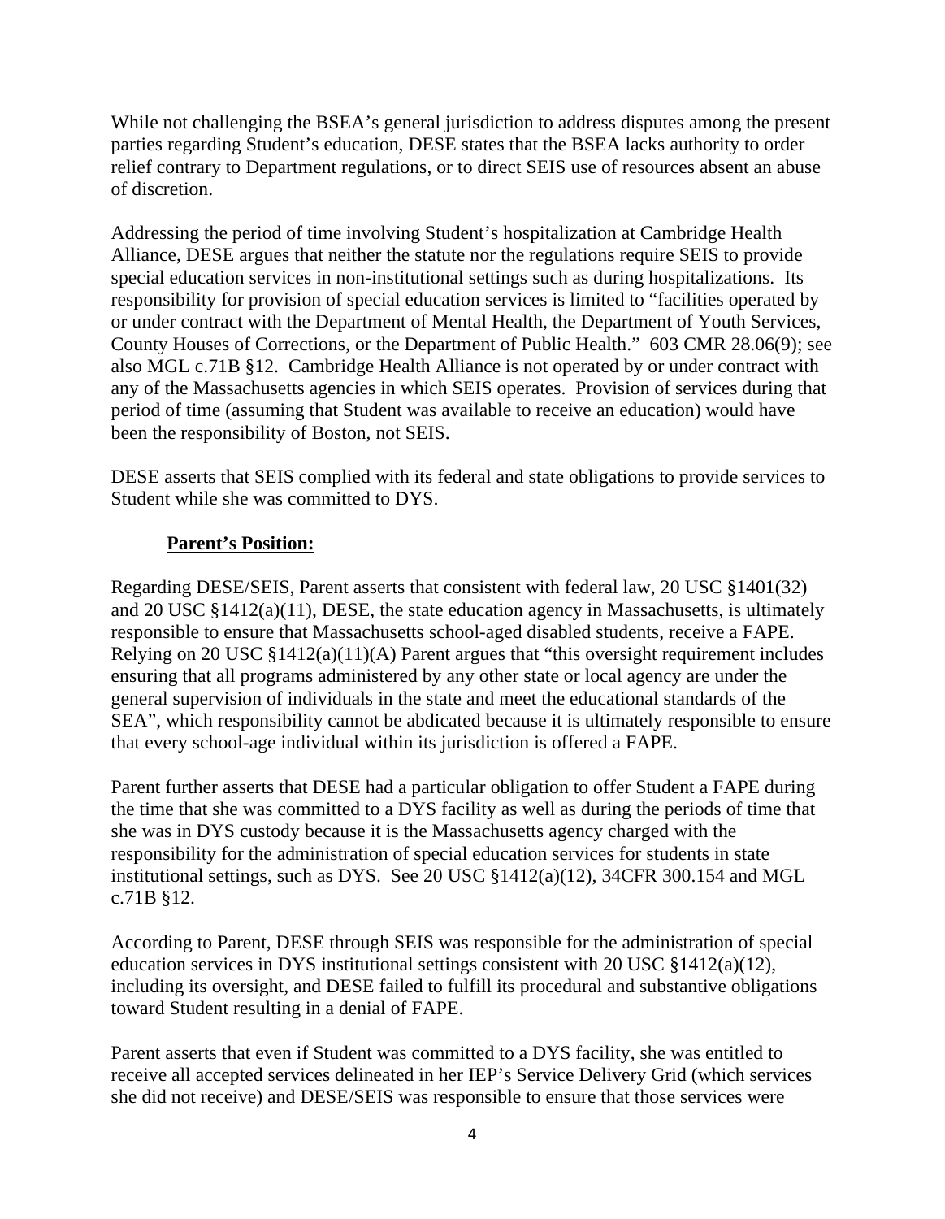While not challenging the BSEA's general jurisdiction to address disputes among the present parties regarding Student's education, DESE states that the BSEA lacks authority to order relief contrary to Department regulations, or to direct SEIS use of resources absent an abuse of discretion.

Addressing the period of time involving Student's hospitalization at Cambridge Health Alliance, DESE argues that neither the statute nor the regulations require SEIS to provide special education services in non-institutional settings such as during hospitalizations. Its responsibility for provision of special education services is limited to "facilities operated by or under contract with the Department of Mental Health, the Department of Youth Services, County Houses of Corrections, or the Department of Public Health." 603 CMR 28.06(9); see also MGL c.71B §12. Cambridge Health Alliance is not operated by or under contract with any of the Massachusetts agencies in which SEIS operates. Provision of services during that period of time (assuming that Student was available to receive an education) would have been the responsibility of Boston, not SEIS.

DESE asserts that SEIS complied with its federal and state obligations to provide services to Student while she was committed to DYS.

**Parent's Position:**

Regarding DESE/SEIS, Parent asserts that consistent with federal law, 20 USC §1401(32) and 20 USC §1412(a)(11), DESE, the state education agency in Massachusetts, is ultimately responsible to ensure that Massachusetts school-aged disabled students, receive a FAPE. Relying on 20 USC §1412(a)(11)(A) Parent argues that "this oversight requirement includes ensuring that all programs administered by any other state or local agency are under the general supervision of individuals in the state and meet the educational standards of the SEA", which responsibility cannot be abdicated because it is ultimately responsible to ensure that every school-age individual within its jurisdiction is offered a FAPE.

Parent further asserts that DESE had a particular obligation to offer Student a FAPE during the time that she was committed to a DYS facility as well as during the periods of time that she was in DYS custody because it is the Massachusetts agency charged with the responsibility for the administration of special education services for students in state institutional settings, such as DYS. See 20 USC §1412(a)(12), 34CFR 300.154 and MGL c.71B §12.

According to Parent, DESE through SEIS was responsible for the administration of special education services in DYS institutional settings consistent with 20 USC §1412(a)(12), including its oversight, and DESE failed to fulfill its procedural and substantive obligations toward Student resulting in a denial of FAPE.

Parent asserts that even if Student was committed to a DYS facility, she was entitled to receive all accepted services delineated in her IEP's Service Delivery Grid (which services she did not receive) and DESE/SEIS was responsible to ensure that those services were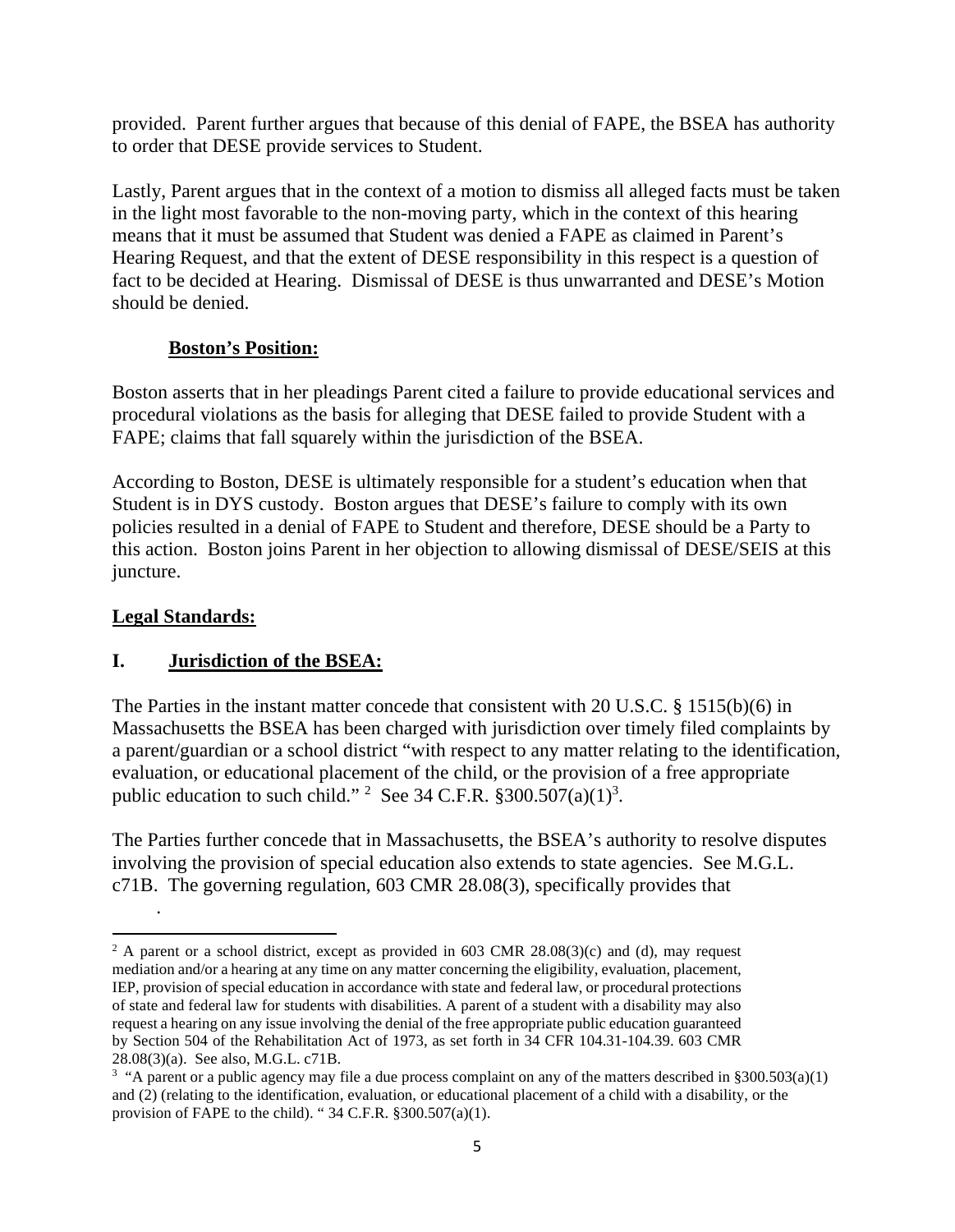provided. Parent further argues that because of this denial of FAPE, the BSEA has authority to order that DESE provide services to Student.

Lastly, Parent argues that in the context of a motion to dismiss all alleged facts must be taken in the light most favorable to the non-moving party, which in the context of this hearing means that it must be assumed that Student was denied a FAPE as claimed in Parent's Hearing Request, and that the extent of DESE responsibility in this respect is a question of fact to be decided at Hearing. Dismissal of DESE is thus unwarranted and DESE's Motion should be denied.

**Boston's Position:**

Boston asserts that in her pleadings Parent cited a failure to provide educational services and procedural violations as the basis for alleging that DESE failed to provide Student with a FAPE; claims that fall squarely within the jurisdiction of the BSEA.

According to Boston, DESE is ultimately responsible for a student's education when that Student is in DYS custody. Boston argues that DESE's failure to comply with its own policies resulted in a denial of FAPE to Student and therefore, DESE should be a Party to this action. Boston joins Parent in her objection to allowing dismissal of DESE/SEIS at this juncture.

## Legal Standards:

### I. Jurisdiction of the BSEA:

The Parties in the instant matter concede that consistent with 20 U.S.C. § 1515(b)(6) in Massachusetts the BSEA has been charged with jurisdiction over timely filed complaints by a parent/guardian or a school district "with respect to any matter relating to the identification, evaluation, or educational placement of the child, or the provision of a free appropriate public education to such child." [2] See 34 C.F.R. §300.507(a)(1)[3].

The Parties further concede that in Massachusetts, the BSEA's authority to resolve disputes involving the provision of special education also extends to state agencies. See M.G.L. c71B. The governing regulation, 603 CMR 28.08(3), specifically provides that

.

---

[2] A parent or a school district, except as provided in 603 CMR 28.08(3)(c) and (d), may request mediation and/or a hearing at any time on any matter concerning the eligibility, evaluation, placement, IEP, provision of special education in accordance with state and federal law, or procedural protections of state and federal law for students with disabilities. A parent of a student with a disability may also request a hearing on any issue involving the denial of the free appropriate public education guaranteed by Section 504 of the Rehabilitation Act of 1973, as set forth in 34 CFR 104.31-104.39. 603 CMR 28.08(3)(a). See also, M.G.L. c71B.

[3] "A parent or a public agency may file a due process complaint on any of the matters described in §300.503(a)(1) and (2) (relating to the identification, evaluation, or educational placement of a child with a disability, or the provision of FAPE to the child). " 34 C.F.R. §300.507(a)(1).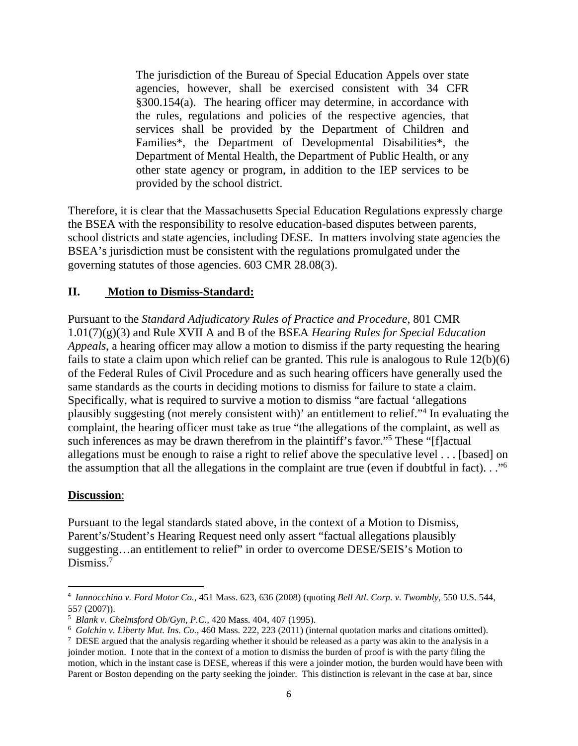> The jurisdiction of the Bureau of Special Education Appels over state agencies, however, shall be exercised consistent with 34 CFR §300.154(a). The hearing officer may determine, in accordance with the rules, regulations and policies of the respective agencies, that services shall be provided by the Department of Children and Families*, the Department of Developmental Disabilities*, the Department of Mental Health, the Department of Public Health, or any other state agency or program, in addition to the IEP services to be provided by the school district.

Therefore, it is clear that the Massachusetts Special Education Regulations expressly charge the BSEA with the responsibility to resolve education-based disputes between parents, school districts and state agencies, including DESE. In matters involving state agencies the BSEA's jurisdiction must be consistent with the regulations promulgated under the governing statutes of those agencies. 603 CMR 28.08(3).

## II. Motion to Dismiss-Standard:

Pursuant to the *Standard Adjudicatory Rules of Practice and Procedure*, 801 CMR 1.01(7)(g)(3) and Rule XVII A and B of the BSEA *Hearing Rules for Special Education Appeals*, a hearing officer may allow a motion to dismiss if the party requesting the hearing fails to state a claim upon which relief can be granted. This rule is analogous to Rule 12(b)(6) of the Federal Rules of Civil Procedure and as such hearing officers have generally used the same standards as the courts in deciding motions to dismiss for failure to state a claim. Specifically, what is required to survive a motion to dismiss "are factual 'allegations plausibly suggesting (not merely consistent with)' an entitlement to relief."[4] In evaluating the complaint, the hearing officer must take as true "the allegations of the complaint, as well as such inferences as may be drawn therefrom in the plaintiff's favor."[5] These "[f]actual allegations must be enough to raise a right to relief above the speculative level . . . [based] on the assumption that all the allegations in the complaint are true (even if doubtful in fact). . ."[6]

**Discussion**:

Pursuant to the legal standards stated above, in the context of a Motion to Dismiss, Parent's/Student's Hearing Request need only assert "factual allegations plausibly suggesting…an entitlement to relief" in order to overcome DESE/SEIS's Motion to Dismiss.[7]

---

[4] *Iannocchino v. Ford Motor Co.*, 451 Mass. 623, 636 (2008) (quoting *Bell Atl. Corp. v. Twombly*, 550 U.S. 544, 557 (2007)).

[5] *Blank v. Chelmsford Ob/Gyn, P.C.*, 420 Mass. 404, 407 (1995).

[6] *Golchin v. Liberty Mut. Ins. Co.*, 460 Mass. 222, 223 (2011) (internal quotation marks and citations omitted).

[7] DESE argued that the analysis regarding whether it should be released as a party was akin to the analysis in a joinder motion. I note that in the context of a motion to dismiss the burden of proof is with the party filing the motion, which in the instant case is DESE, whereas if this were a joinder motion, the burden would have been with Parent or Boston depending on the party seeking the joinder. This distinction is relevant in the case at bar, since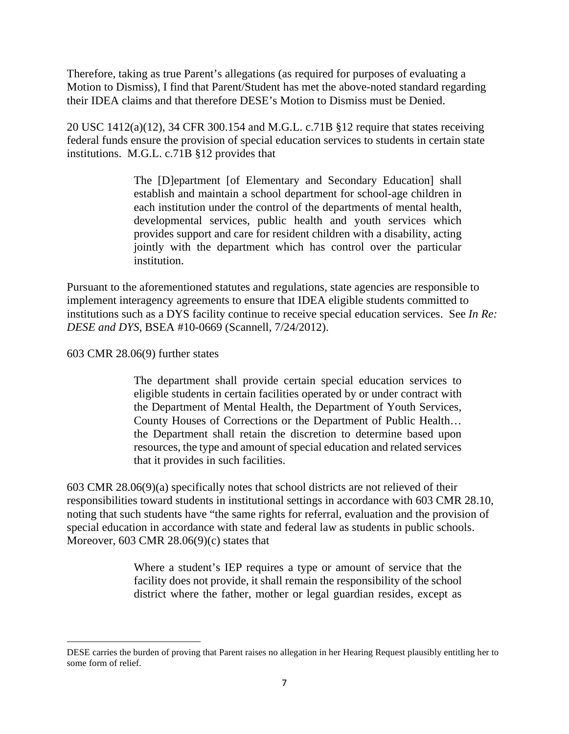Therefore, taking as true Parent's allegations (as required for purposes of evaluating a Motion to Dismiss), I find that Parent/Student has met the above-noted standard regarding their IDEA claims and that therefore DESE's Motion to Dismiss must be Denied.

20 USC 1412(a)(12), 34 CFR 300.154 and M.G.L. c.71B §12 require that states receiving federal funds ensure the provision of special education services to students in certain state institutions. M.G.L. c.71B §12 provides that

> The [D]epartment [of Elementary and Secondary Education] shall establish and maintain a school department for school-age children in each institution under the control of the departments of mental health, developmental services, public health and youth services which provides support and care for resident children with a disability, acting jointly with the department which has control over the particular institution.

Pursuant to the aforementioned statutes and regulations, state agencies are responsible to implement interagency agreements to ensure that IDEA eligible students committed to institutions such as a DYS facility continue to receive special education services. See *In Re: DESE and DYS*, BSEA #10-0669 (Scannell, 7/24/2012).

603 CMR 28.06(9) further states

> The department shall provide certain special education services to eligible students in certain facilities operated by or under contract with the Department of Mental Health, the Department of Youth Services, County Houses of Corrections or the Department of Public Health… the Department shall retain the discretion to determine based upon resources, the type and amount of special education and related services that it provides in such facilities.

603 CMR 28.06(9)(a) specifically notes that school districts are not relieved of their responsibilities toward students in institutional settings in accordance with 603 CMR 28.10, noting that such students have "the same rights for referral, evaluation and the provision of special education in accordance with state and federal law as students in public schools. Moreover, 603 CMR 28.06(9)(c) states that

> Where a student's IEP requires a type or amount of service that the facility does not provide, it shall remain the responsibility of the school district where the father, mother or legal guardian resides, except as

---

DESE carries the burden of proving that Parent raises no allegation in her Hearing Request plausibly entitling her to some form of relief.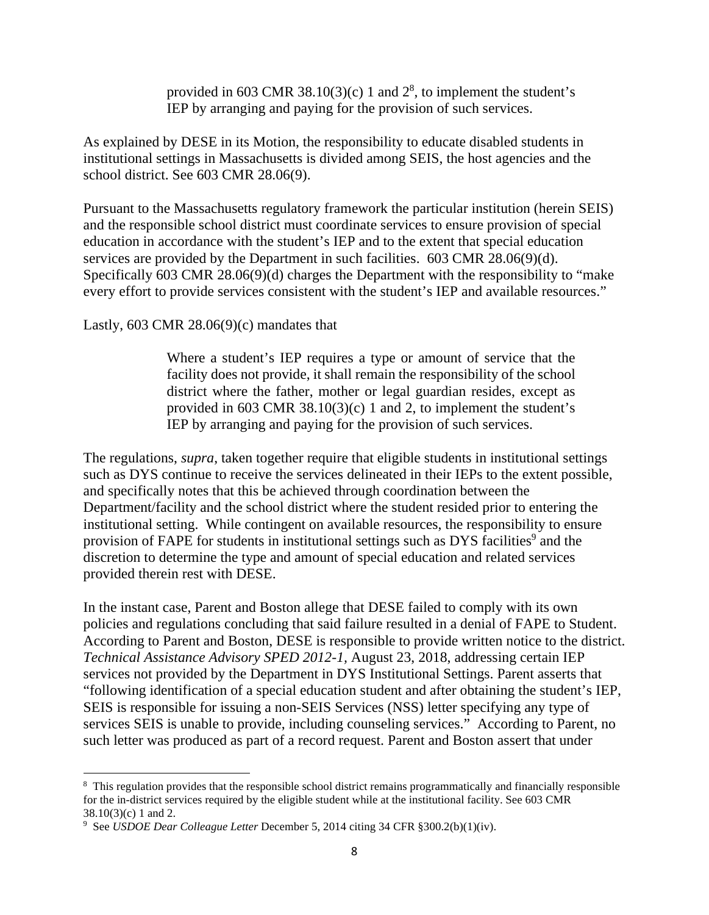> provided in 603 CMR 38.10(3)(c) 1 and 2[8], to implement the student's IEP by arranging and paying for the provision of such services.

As explained by DESE in its Motion, the responsibility to educate disabled students in institutional settings in Massachusetts is divided among SEIS, the host agencies and the school district. See 603 CMR 28.06(9).

Pursuant to the Massachusetts regulatory framework the particular institution (herein SEIS) and the responsible school district must coordinate services to ensure provision of special education in accordance with the student's IEP and to the extent that special education services are provided by the Department in such facilities. 603 CMR 28.06(9)(d). Specifically 603 CMR 28.06(9)(d) charges the Department with the responsibility to "make every effort to provide services consistent with the student's IEP and available resources."

Lastly, 603 CMR 28.06(9)(c) mandates that

> Where a student's IEP requires a type or amount of service that the facility does not provide, it shall remain the responsibility of the school district where the father, mother or legal guardian resides, except as provided in 603 CMR 38.10(3)(c) 1 and 2, to implement the student's IEP by arranging and paying for the provision of such services.

The regulations, *supra*, taken together require that eligible students in institutional settings such as DYS continue to receive the services delineated in their IEPs to the extent possible, and specifically notes that this be achieved through coordination between the Department/facility and the school district where the student resided prior to entering the institutional setting. While contingent on available resources, the responsibility to ensure provision of FAPE for students in institutional settings such as DYS facilities[9] and the discretion to determine the type and amount of special education and related services provided therein rest with DESE.

In the instant case, Parent and Boston allege that DESE failed to comply with its own policies and regulations concluding that said failure resulted in a denial of FAPE to Student. According to Parent and Boston, DESE is responsible to provide written notice to the district. *Technical Assistance Advisory SPED 2012-1*, August 23, 2018, addressing certain IEP services not provided by the Department in DYS Institutional Settings. Parent asserts that "following identification of a special education student and after obtaining the student's IEP, SEIS is responsible for issuing a non-SEIS Services (NSS) letter specifying any type of services SEIS is unable to provide, including counseling services." According to Parent, no such letter was produced as part of a record request. Parent and Boston assert that under

---

[8] This regulation provides that the responsible school district remains programmatically and financially responsible for the in-district services required by the eligible student while at the institutional facility. See 603 CMR 38.10(3)(c) 1 and 2.

[9] See *USDOE Dear Colleague Letter* December 5, 2014 citing 34 CFR §300.2(b)(1)(iv).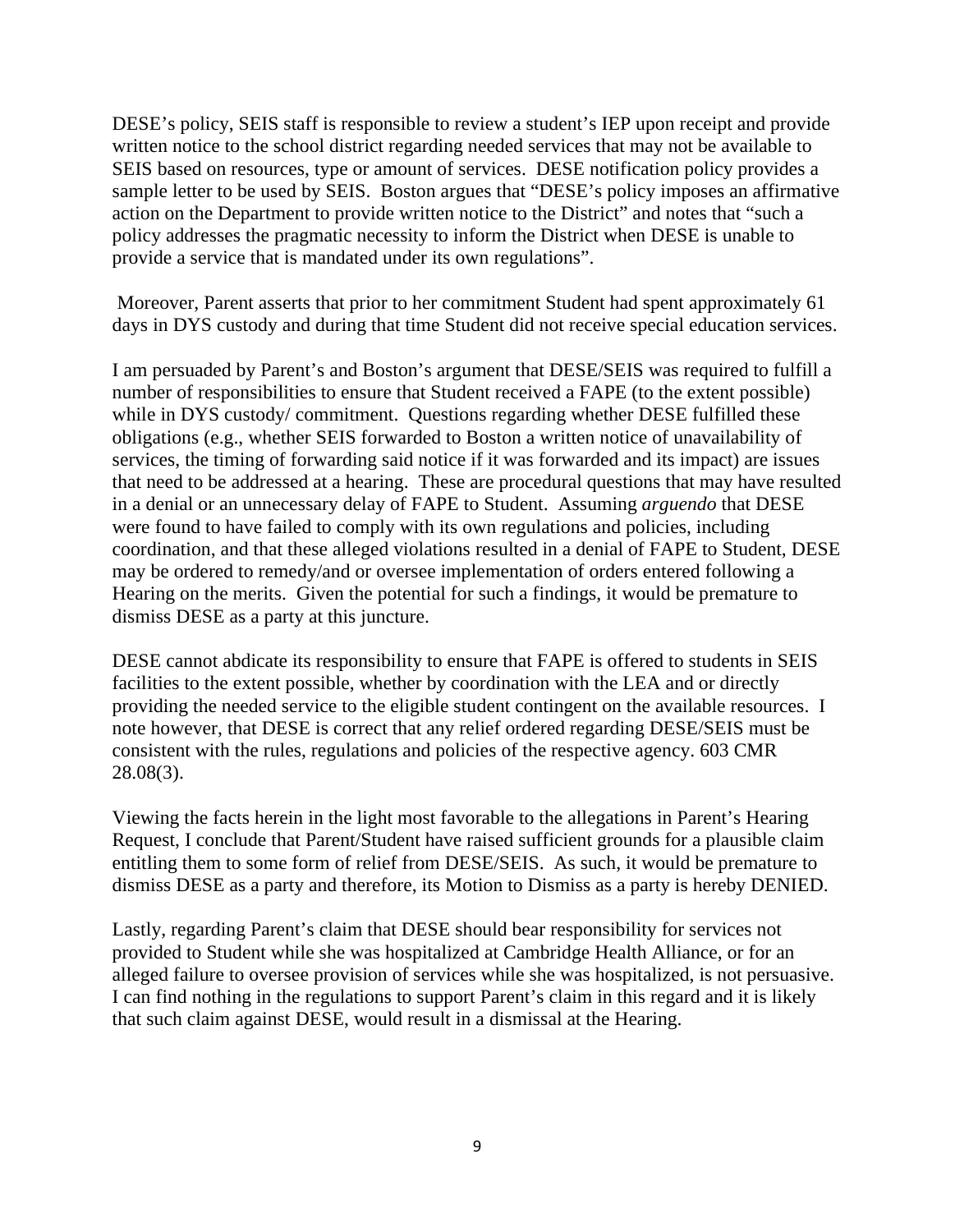DESE's policy, SEIS staff is responsible to review a student's IEP upon receipt and provide written notice to the school district regarding needed services that may not be available to SEIS based on resources, type or amount of services. DESE notification policy provides a sample letter to be used by SEIS. Boston argues that "DESE's policy imposes an affirmative action on the Department to provide written notice to the District" and notes that "such a policy addresses the pragmatic necessity to inform the District when DESE is unable to provide a service that is mandated under its own regulations".

Moreover, Parent asserts that prior to her commitment Student had spent approximately 61 days in DYS custody and during that time Student did not receive special education services.

I am persuaded by Parent's and Boston's argument that DESE/SEIS was required to fulfill a number of responsibilities to ensure that Student received a FAPE (to the extent possible) while in DYS custody/ commitment. Questions regarding whether DESE fulfilled these obligations (e.g., whether SEIS forwarded to Boston a written notice of unavailability of services, the timing of forwarding said notice if it was forwarded and its impact) are issues that need to be addressed at a hearing. These are procedural questions that may have resulted in a denial or an unnecessary delay of FAPE to Student. Assuming *arguendo* that DESE were found to have failed to comply with its own regulations and policies, including coordination, and that these alleged violations resulted in a denial of FAPE to Student, DESE may be ordered to remedy/and or oversee implementation of orders entered following a Hearing on the merits. Given the potential for such a findings, it would be premature to dismiss DESE as a party at this juncture.

DESE cannot abdicate its responsibility to ensure that FAPE is offered to students in SEIS facilities to the extent possible, whether by coordination with the LEA and or directly providing the needed service to the eligible student contingent on the available resources. I note however, that DESE is correct that any relief ordered regarding DESE/SEIS must be consistent with the rules, regulations and policies of the respective agency. 603 CMR 28.08(3).

Viewing the facts herein in the light most favorable to the allegations in Parent's Hearing Request, I conclude that Parent/Student have raised sufficient grounds for a plausible claim entitling them to some form of relief from DESE/SEIS. As such, it would be premature to dismiss DESE as a party and therefore, its Motion to Dismiss as a party is hereby DENIED.

Lastly, regarding Parent's claim that DESE should bear responsibility for services not provided to Student while she was hospitalized at Cambridge Health Alliance, or for an alleged failure to oversee provision of services while she was hospitalized, is not persuasive. I can find nothing in the regulations to support Parent's claim in this regard and it is likely that such claim against DESE, would result in a dismissal at the Hearing.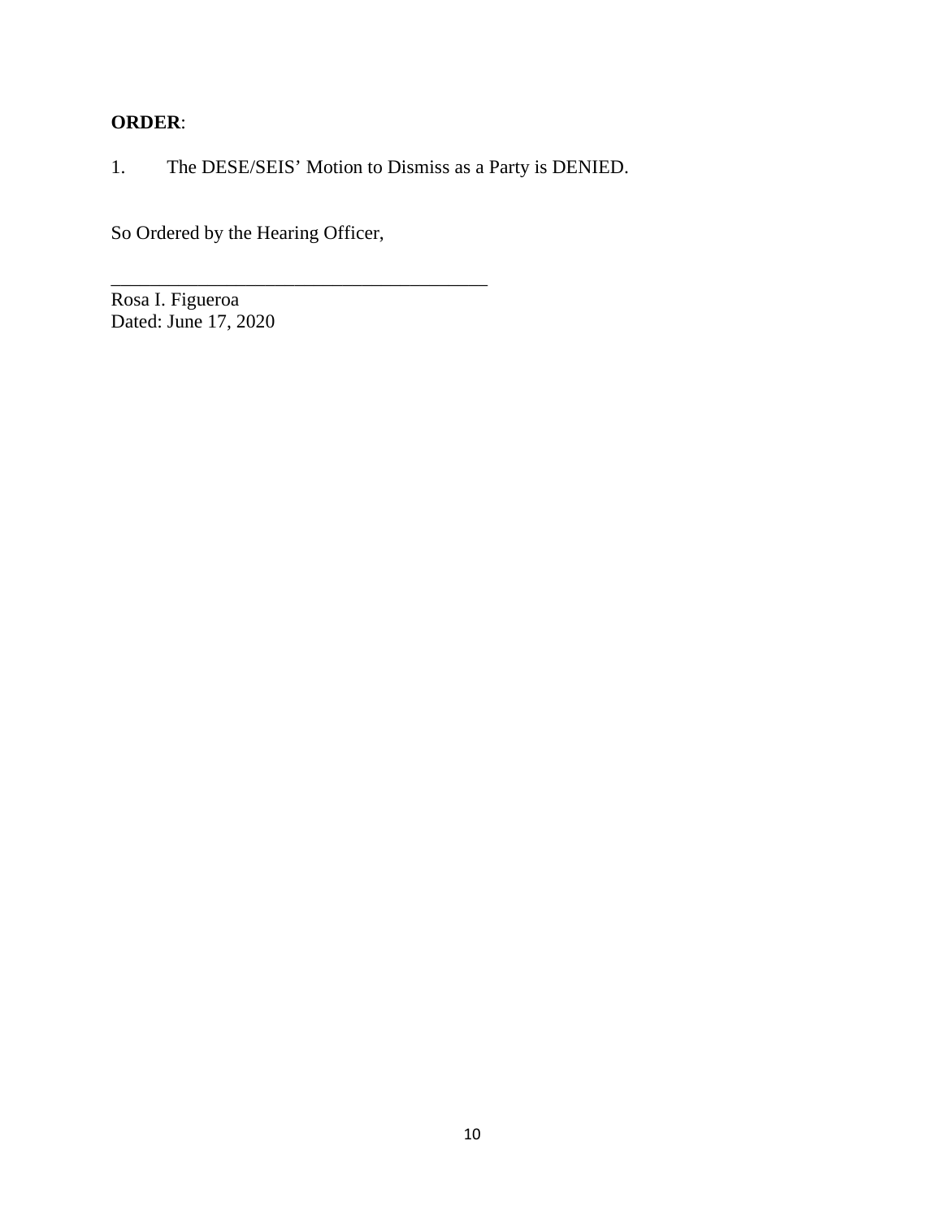**ORDER**:

1. The DESE/SEIS' Motion to Dismiss as a Party is DENIED.

So Ordered by the Hearing Officer,

________________________________________

Rosa I. Figueroa
Dated: June 17, 2020